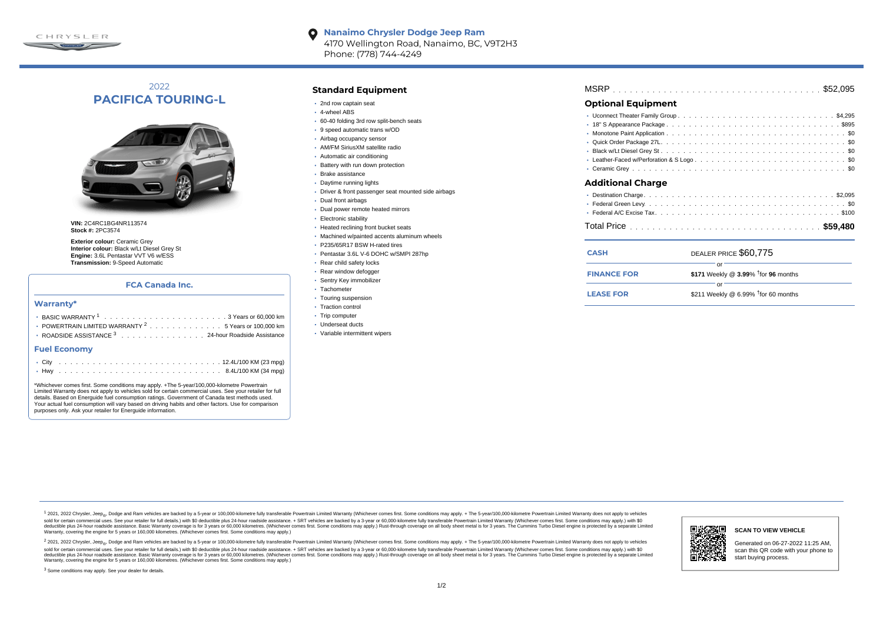CHRYSLER

**Nanaimo Chrysler Dodge Jeep Ram**
4170 Wellington Road, Nanaimo, BC, V9T2H3
Phone: (778) 744-4249

# 2022 PACIFICA TOURING-L

**VIN:** 2C4RC1BG4NR113574
**Stock #:** 2PC3574

**Exterior colour:** Ceramic Grey
**Interior colour:** Black w/Lt Diesel Grey St
**Engine:** 3.6L Pentastar VVT V6 w/ESS
**Transmission:** 9-Speed Automatic

### FCA Canada Inc.

#### Warranty*

- BASIC WARRANTY [1] . . . . . 3 Years or 60,000 km
- POWERTRAIN LIMITED WARRANTY [2] . . . . . 5 Years or 100,000 km
- ROADSIDE ASSISTANCE [3] . . . . . 24-hour Roadside Assistance

#### Fuel Economy

- City . . . . . 12.4L/100 KM (23 mpg)
- Hwy . . . . . 8.4L/100 KM (34 mpg)

*Whichever comes first. Some conditions may apply. +The 5-year/100,000-kilometre Powertrain Limited Warranty does not apply to vehicles sold for certain commercial uses. See your retailer for full details. Based on Energuide fuel consumption ratings. Government of Canada test methods used. Your actual fuel consumption will vary based on driving habits and other factors. Use for comparison purposes only. Ask your retailer for Energuide information.

## Standard Equipment

- 2nd row captain seat
- 4-wheel ABS
- 60-40 folding 3rd row split-bench seats
- 9 speed automatic trans w/OD
- Airbag occupancy sensor
- AM/FM SiriusXM satellite radio
- Automatic air conditioning
- Battery with run down protection
- Brake assistance
- Daytime running lights
- Driver & front passenger seat mounted side airbags
- Dual front airbags
- Dual power remote heated mirrors
- Electronic stability
- Heated reclining front bucket seats
- Machined w/painted accents aluminum wheels
- P235/65R17 BSW H-rated tires
- Pentastar 3.6L V-6 DOHC w/SMPI 287hp
- Rear child safety locks
- Rear window defogger
- Sentry Key immobilizer
- Tachometer
- Touring suspension
- Traction control
- Trip computer
- Underseat ducts
- Variable intermittent wipers

**MSRP** . . . . . $52,095

## Optional Equipment

- Uconnect Theater Family Group . . . . . $4,295
- 18" S Appearance Package . . . . . $895
- Monotone Paint Application . . . . . $0
- Quick Order Package 27L . . . . . $0
- Black w/Lt Diesel Grey St . . . . . $0
- Leather-Faced w/Perforation & S Logo . . . . . $0
- Ceramic Grey . . . . . $0

## Additional Charge

- Destination Charge . . . . . $2,095
- Federal Green Levy . . . . . $0
- Federal A/C Excise Tax . . . . . $100

**Total Price** . . . . . **$59,480**

| | |
|---|---|
| **CASH** | DEALER PRICE $60,775 |
| | or |
| **FINANCE FOR** | **$171** Weekly @ **3.99**% †for **96** months |
| | or |
| **LEASE FOR** | $211 Weekly @ 6.99% †for 60 months |

[1] 2021, 2022 Chrysler, Jeep®, Dodge and Ram vehicles are backed by a 5-year or 100,000-kilometre fully transferable Powertrain Limited Warranty (Whichever comes first. Some conditions may apply. + The 5-year/100,000-kilometre Powertrain Limited Warranty does not apply to vehicles sold for certain commercial uses. See your retailer for full details.) with $0 deductible plus 24-hour roadside assistance. + SRT vehicles are backed by a 3-year or 60,000-kilometre fully transferable Powertrain Limited Warranty (Whichever comes first. Some conditions may apply.) with $0 deductible plus 24-hour roadside assistance. Basic Warranty coverage is for 3 years or 60,000 kilometres. (Whichever comes first. Some conditions may apply.) Rust-through coverage on all body sheet metal is for 3 years. The Cummins Turbo Diesel engine is protected by a separate Limited Warranty, covering the engine for 5 years or 160,000 kilometres. (Whichever comes first. Some conditions may apply.)

[2] 2021, 2022 Chrysler, Jeep®, Dodge and Ram vehicles are backed by a 5-year or 100,000-kilometre fully transferable Powertrain Limited Warranty (Whichever comes first. Some conditions may apply. + The 5-year/100,000-kilometre Powertrain Limited Warranty does not apply to vehicles sold for certain commercial uses. See your retailer for full details.) with $0 deductible plus 24-hour roadside assistance. + SRT vehicles are backed by a 3-year or 60,000-kilometre fully transferable Powertrain Limited Warranty (Whichever comes first. Some conditions may apply.) with $0 deductible plus 24-hour roadside assistance. Basic Warranty coverage is for 3 years or 60,000 kilometres. (Whichever comes first. Some conditions may apply.) Rust-through coverage on all body sheet metal is for 3 years. The Cummins Turbo Diesel engine is protected by a separate Limited Warranty, covering the engine for 5 years or 160,000 kilometres. (Whichever comes first. Some conditions may apply.)

[3] Some conditions may apply. See your dealer for details.

**SCAN TO VIEW VEHICLE**

Generated on 06-27-2022 11:25 AM, scan this QR code with your phone to start buying process.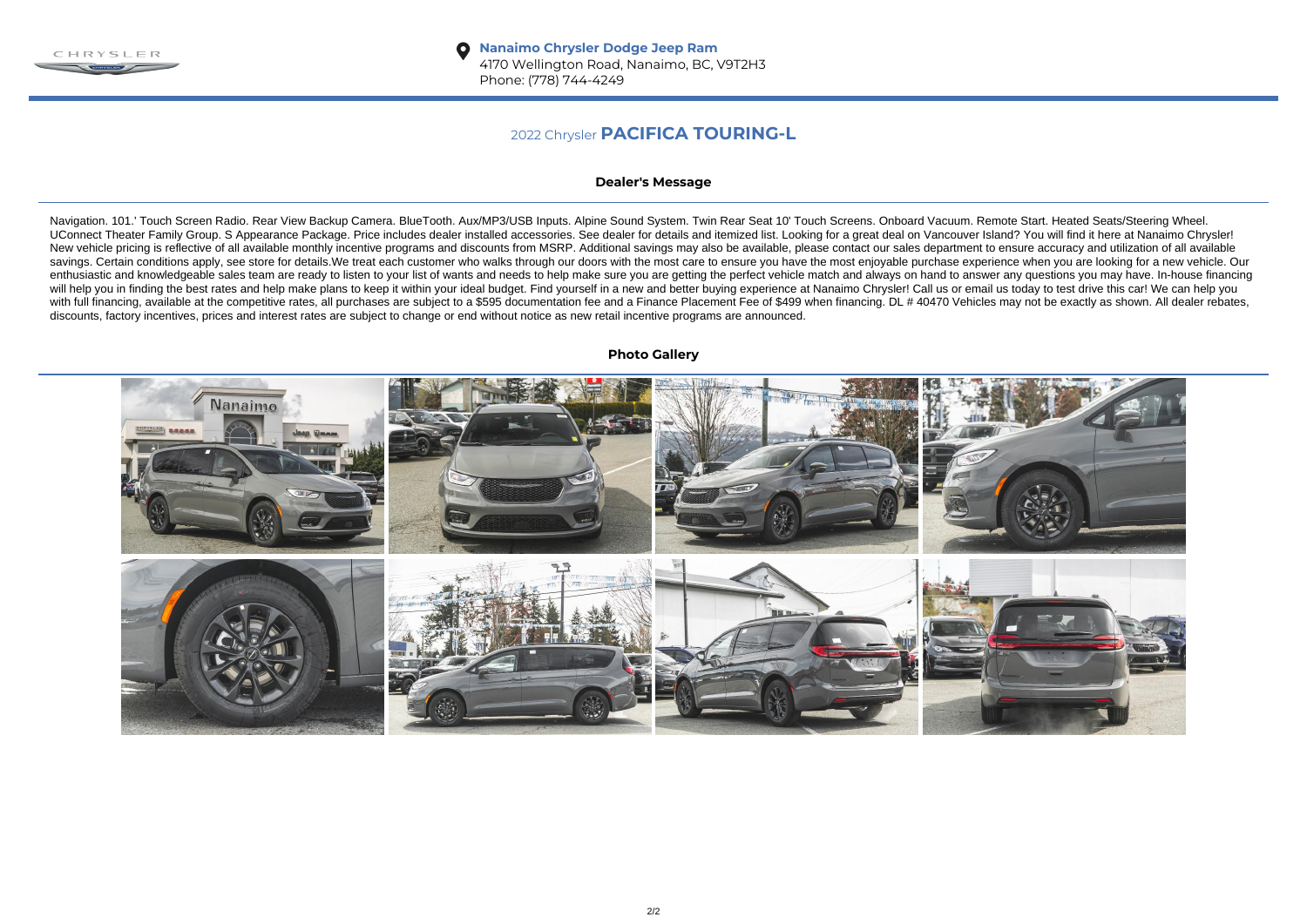CHRYSLER

**Nanaimo Chrysler Dodge Jeep Ram**
4170 Wellington Road, Nanaimo, BC, V9T2H3
Phone: (778) 744-4249

# 2022 Chrysler **PACIFICA TOURING-L**

## Dealer's Message

Navigation. 101.' Touch Screen Radio. Rear View Backup Camera. BlueTooth. Aux/MP3/USB Inputs. Alpine Sound System. Twin Rear Seat 10' Touch Screens. Onboard Vacuum. Remote Start. Heated Seats/Steering Wheel. UConnect Theater Family Group. S Appearance Package. Price includes dealer installed accessories. See dealer for details and itemized list. Looking for a great deal on Vancouver Island? You will find it here at Nanaimo Chrysler! New vehicle pricing is reflective of all available monthly incentive programs and discounts from MSRP. Additional savings may also be available, please contact our sales department to ensure accuracy and utilization of all available savings. Certain conditions apply, see store for details.We treat each customer who walks through our doors with the most care to ensure you have the most enjoyable purchase experience when you are looking for a new vehicle. Our enthusiastic and knowledgeable sales team are ready to listen to your list of wants and needs to help make sure you are getting the perfect vehicle match and always on hand to answer any questions you may have. In-house financing will help you in finding the best rates and help make plans to keep it within your ideal budget. Find yourself in a new and better buying experience at Nanaimo Chrysler! Call us or email us today to test drive this car! We can help you with full financing, available at the competitive rates, all purchases are subject to a $595 documentation fee and a Finance Placement Fee of $499 when financing. DL # 40470 Vehicles may not be exactly as shown. All dealer rebates, discounts, factory incentives, prices and interest rates are subject to change or end without notice as new retail incentive programs are announced.

## Photo Gallery